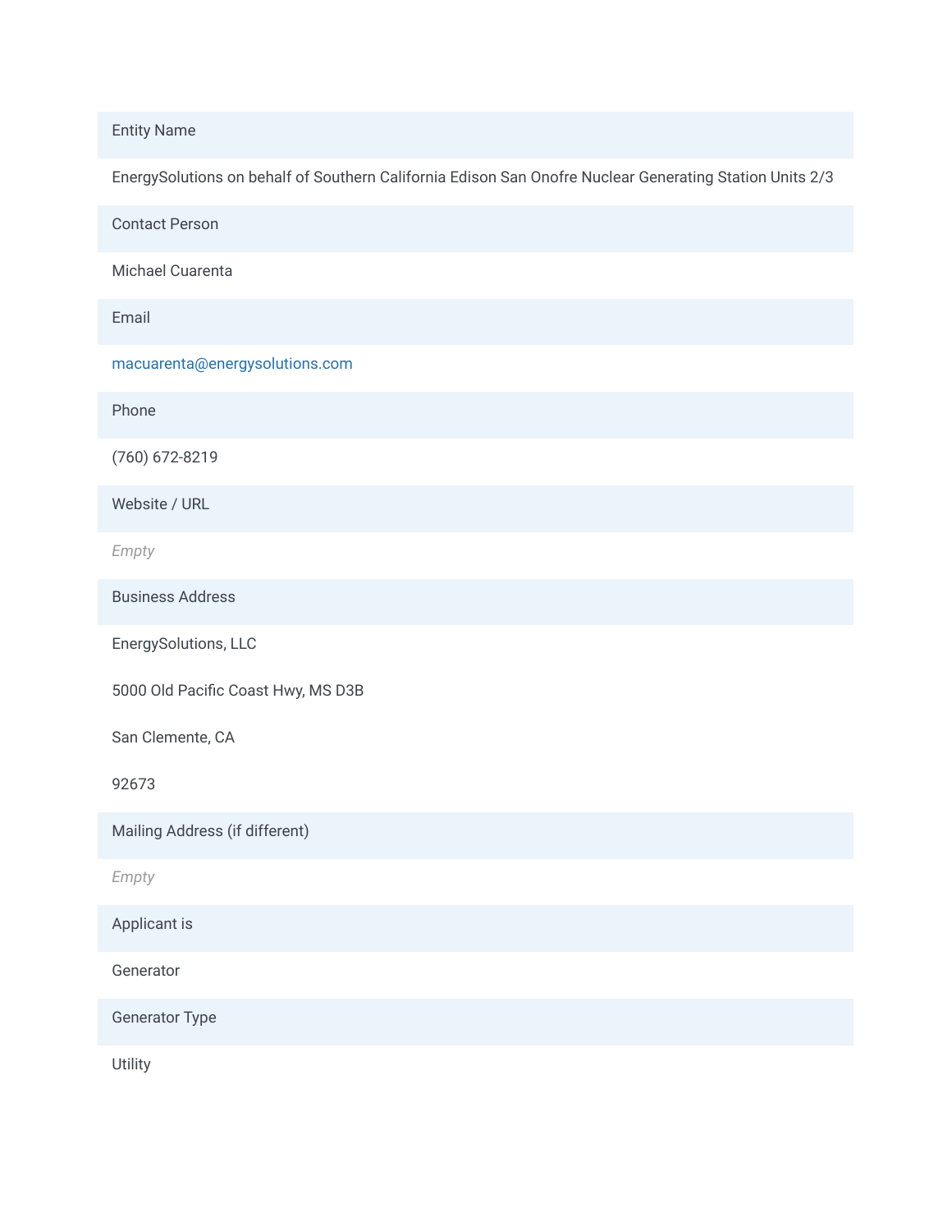| Entity Name |
| --- |
| EnergySolutions on behalf of Southern California Edison San Onofre Nuclear Generating Station Units 2/3 |
| **Contact Person** |
| Michael Cuarenta |
| **Email** |
| macuarenta@energysolutions.com |
| **Phone** |
| (760) 672-8219 |
| **Website / URL** |
| *Empty* |
| **Business Address** |
| EnergySolutions, LLC<br>5000 Old Pacific Coast Hwy, MS D3B<br>San Clemente, CA<br>92673 |
| **Mailing Address (if different)** |
| *Empty* |
| **Applicant is** |
| Generator |
| **Generator Type** |
| Utility |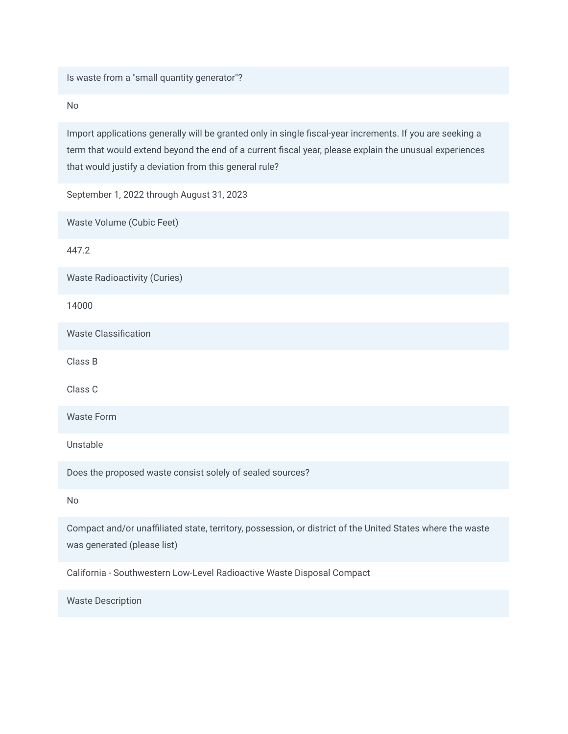**Is waste from a "small quantity generator"?**

No

**Import applications generally will be granted only in single fiscal-year increments. If you are seeking a term that would extend beyond the end of a current fiscal year, please explain the unusual experiences that would justify a deviation from this general rule?**

September 1, 2022 through August 31, 2023

**Waste Volume (Cubic Feet)**

447.2

**Waste Radioactivity (Curies)**

14000

**Waste Classification**

Class B

Class C

**Waste Form**

Unstable

**Does the proposed waste consist solely of sealed sources?**

No

**Compact and/or unaffiliated state, territory, possession, or district of the United States where the waste was generated (please list)**

California - Southwestern Low-Level Radioactive Waste Disposal Compact

**Waste Description**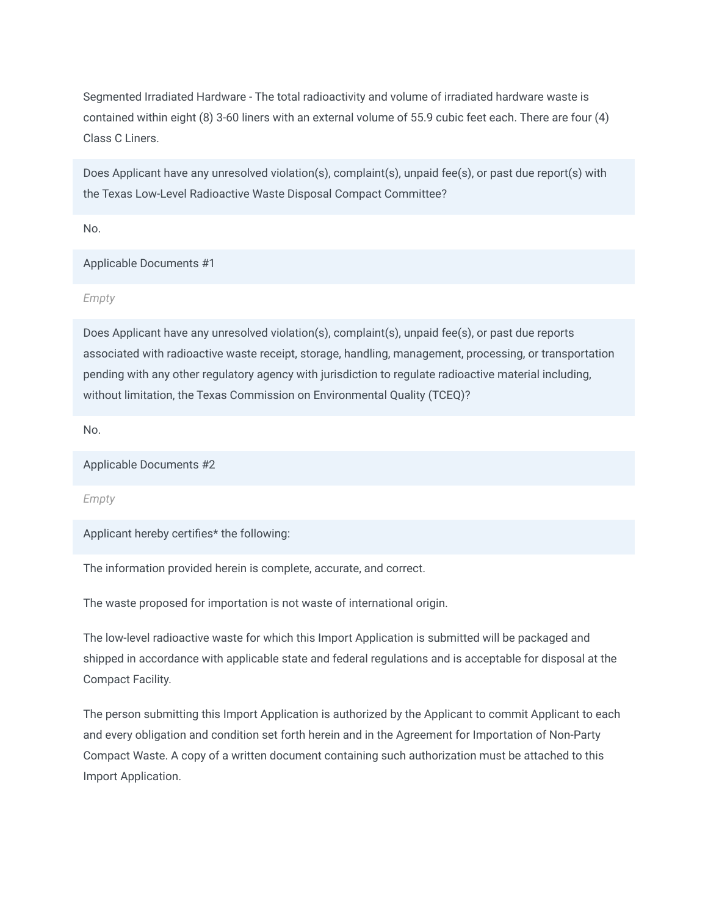Segmented Irradiated Hardware - The total radioactivity and volume of irradiated hardware waste is contained within eight (8) 3-60 liners with an external volume of 55.9 cubic feet each. There are four (4) Class C Liners.

**Does Applicant have any unresolved violation(s), complaint(s), unpaid fee(s), or past due report(s) with the Texas Low-Level Radioactive Waste Disposal Compact Committee?**

No.

**Applicable Documents #1**

*Empty*

**Does Applicant have any unresolved violation(s), complaint(s), unpaid fee(s), or past due reports associated with radioactive waste receipt, storage, handling, management, processing, or transportation pending with any other regulatory agency with jurisdiction to regulate radioactive material including, without limitation, the Texas Commission on Environmental Quality (TCEQ)?**

No.

**Applicable Documents #2**

*Empty*

**Applicant hereby certifies* the following:**

The information provided herein is complete, accurate, and correct.

The waste proposed for importation is not waste of international origin.

The low-level radioactive waste for which this Import Application is submitted will be packaged and shipped in accordance with applicable state and federal regulations and is acceptable for disposal at the Compact Facility.

The person submitting this Import Application is authorized by the Applicant to commit Applicant to each and every obligation and condition set forth herein and in the Agreement for Importation of Non-Party Compact Waste. A copy of a written document containing such authorization must be attached to this Import Application.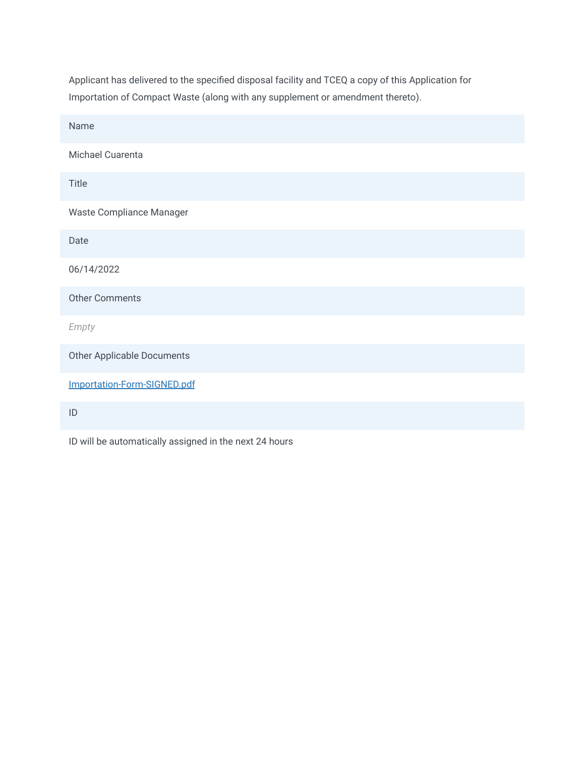Applicant has delivered to the specified disposal facility and TCEQ a copy of this Application for Importation of Compact Waste (along with any supplement or amendment thereto).

| | |
|---|---|
| Name | |
| Michael Cuarenta | |
| Title | |
| Waste Compliance Manager | |
| Date | |
| 06/14/2022 | |
| Other Comments | |
| *Empty* | |
| Other Applicable Documents | |
| Importation-Form-SIGNED.pdf | |
| ID | |
| ID will be automatically assigned in the next 24 hours | |